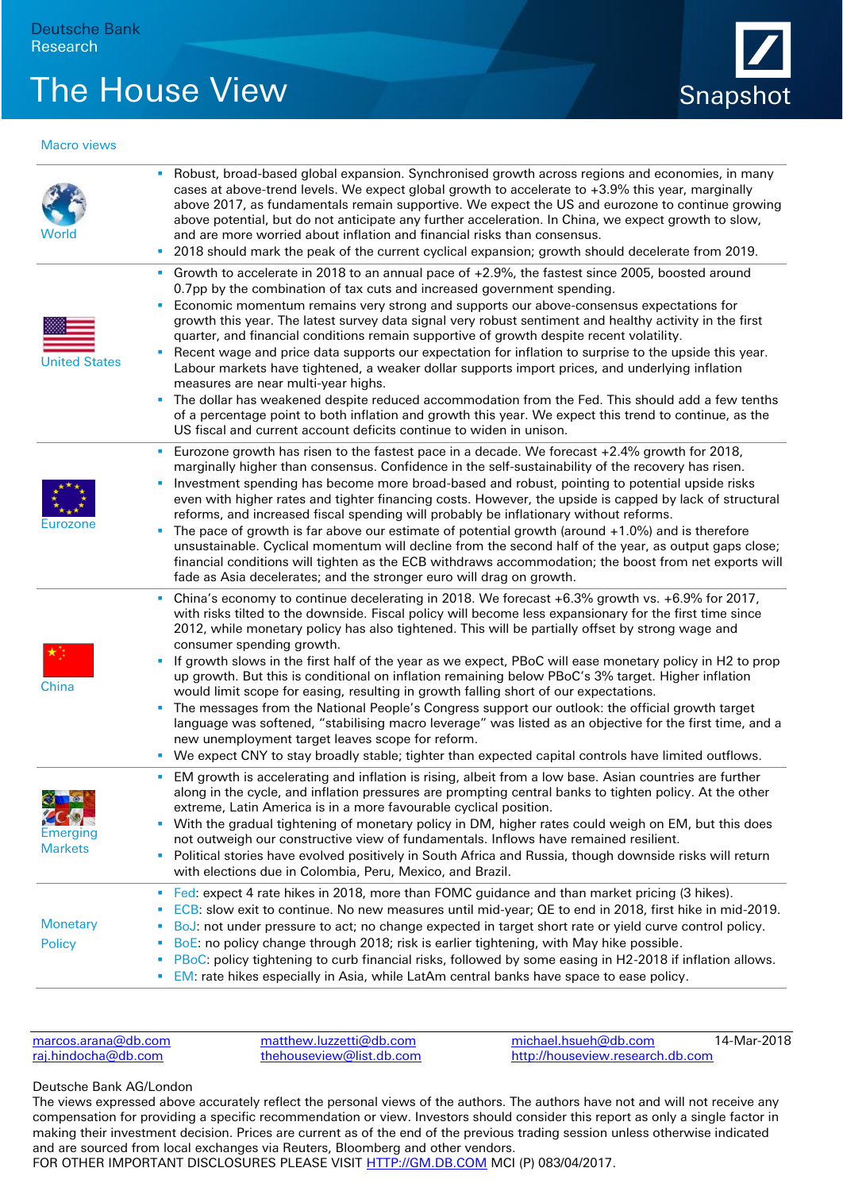Deutsche Bank
Research

# The House View

Snapshot

## Macro views

### World

- Robust, broad-based global expansion. Synchronised growth across regions and economies, in many cases at above-trend levels. We expect global growth to accelerate to +3.9% this year, marginally above 2017, as fundamentals remain supportive. We expect the US and eurozone to continue growing above potential, but do not anticipate any further acceleration. In China, we expect growth to slow, and are more worried about inflation and financial risks than consensus.
- 2018 should mark the peak of the current cyclical expansion; growth should decelerate from 2019.

### United States

- Growth to accelerate in 2018 to an annual pace of +2.9%, the fastest since 2005, boosted around 0.7pp by the combination of tax cuts and increased government spending.
- Economic momentum remains very strong and supports our above-consensus expectations for growth this year. The latest survey data signal very robust sentiment and healthy activity in the first quarter, and financial conditions remain supportive of growth despite recent volatility.
- Recent wage and price data supports our expectation for inflation to surprise to the upside this year. Labour markets have tightened, a weaker dollar supports import prices, and underlying inflation measures are near multi-year highs.
- The dollar has weakened despite reduced accommodation from the Fed. This should add a few tenths of a percentage point to both inflation and growth this year. We expect this trend to continue, as the US fiscal and current account deficits continue to widen in unison.

### Eurozone

- Eurozone growth has risen to the fastest pace in a decade. We forecast +2.4% growth for 2018, marginally higher than consensus. Confidence in the self-sustainability of the recovery has risen.
- Investment spending has become more broad-based and robust, pointing to potential upside risks even with higher rates and tighter financing costs. However, the upside is capped by lack of structural reforms, and increased fiscal spending will probably be inflationary without reforms.
- The pace of growth is far above our estimate of potential growth (around +1.0%) and is therefore unsustainable. Cyclical momentum will decline from the second half of the year, as output gaps close; financial conditions will tighten as the ECB withdraws accommodation; the boost from net exports will fade as Asia decelerates; and the stronger euro will drag on growth.

### China

- China's economy to continue decelerating in 2018. We forecast +6.3% growth vs. +6.9% for 2017, with risks tilted to the downside. Fiscal policy will become less expansionary for the first time since 2012, while monetary policy has also tightened. This will be partially offset by strong wage and consumer spending growth.
- If growth slows in the first half of the year as we expect, PBoC will ease monetary policy in H2 to prop up growth. But this is conditional on inflation remaining below PBoC's 3% target. Higher inflation would limit scope for easing, resulting in growth falling short of our expectations.
- The messages from the National People's Congress support our outlook: the official growth target language was softened, "stabilising macro leverage" was listed as an objective for the first time, and a new unemployment target leaves scope for reform.
- We expect CNY to stay broadly stable; tighter than expected capital controls have limited outflows.

### Emerging Markets

- EM growth is accelerating and inflation is rising, albeit from a low base. Asian countries are further along in the cycle, and inflation pressures are prompting central banks to tighten policy. At the other extreme, Latin America is in a more favourable cyclical position.
- With the gradual tightening of monetary policy in DM, higher rates could weigh on EM, but this does not outweigh our constructive view of fundamentals. Inflows have remained resilient.
- Political stories have evolved positively in South Africa and Russia, though downside risks will return with elections due in Colombia, Peru, Mexico, and Brazil.

### Monetary Policy

- Fed: expect 4 rate hikes in 2018, more than FOMC guidance and than market pricing (3 hikes).
- ECB: slow exit to continue. No new measures until mid-year; QE to end in 2018, first hike in mid-2019.
- BoJ: not under pressure to act; no change expected in target short rate or yield curve control policy.
- BoE: no policy change through 2018; risk is earlier tightening, with May hike possible.
- PBoC: policy tightening to curb financial risks, followed by some easing in H2-2018 if inflation allows.
- EM: rate hikes especially in Asia, while LatAm central banks have space to ease policy.

---

marcos.arana@db.com
raj.hindocha@db.com
matthew.luzzetti@db.com
thehouseview@list.db.com
michael.hsueh@db.com
http://houseview.research.db.com
14-Mar-2018

Deutsche Bank AG/London

The views expressed above accurately reflect the personal views of the authors. The authors have not and will not receive any compensation for providing a specific recommendation or view. Investors should consider this report as only a single factor in making their investment decision. Prices are current as of the end of the previous trading session unless otherwise indicated and are sourced from local exchanges via Reuters, Bloomberg and other vendors.
FOR OTHER IMPORTANT DISCLOSURES PLEASE VISIT HTTP://GM.DB.COM MCI (P) 083/04/2017.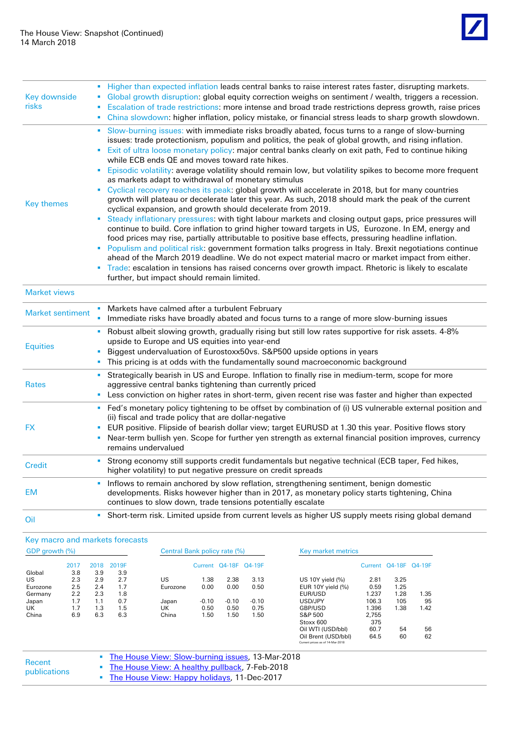The House View: Snapshot (Continued)
14 March 2018

| | |
|---|---|
| Key downside risks | ▪ Higher than expected inflation leads central banks to raise interest rates faster, disrupting markets.<br>▪ Global growth disruption: global equity correction weighs on sentiment / wealth, triggers a recession.<br>▪ Escalation of trade restrictions: more intense and broad trade restrictions depress growth, raise prices<br>▪ China slowdown: higher inflation, policy mistake, or financial stress leads to sharp growth slowdown. |
| Key themes | ▪ Slow-burning issues: with immediate risks broadly abated, focus turns to a range of slow-burning issues: trade protectionism, populism and politics, the peak of global growth, and rising inflation.<br>▪ Exit of ultra loose monetary policy: major central banks clearly on exit path, Fed to continue hiking while ECB ends QE and moves toward rate hikes.<br>▪ Episodic volatility: average volatility should remain low, but volatility spikes to become more frequent as markets adapt to withdrawal of monetary stimulus<br>▪ Cyclical recovery reaches its peak: global growth will accelerate in 2018, but for many countries growth will plateau or decelerate later this year. As such, 2018 should mark the peak of the current cyclical expansion, and growth should decelerate from 2019.<br>▪ Steady inflationary pressures: with tight labour markets and closing output gaps, price pressures will continue to build. Core inflation to grind higher toward targets in US, Eurozone. In EM, energy and food prices may rise, partially attributable to positive base effects, pressuring headline inflation.<br>▪ Populism and political risk: government formation talks progress in Italy. Brexit negotiations continue ahead of the March 2019 deadline. We do not expect material macro or market impact from either.<br>▪ Trade: escalation in tensions has raised concerns over growth impact. Rhetoric is likely to escalate further, but impact should remain limited. |
| Market views | |
| Market sentiment | ▪ Markets have calmed after a turbulent February<br>▪ Immediate risks have broadly abated and focus turns to a range of more slow-burning issues |
| Equities | ▪ Robust albeit slowing growth, gradually rising but still low rates supportive for risk assets. 4-8% upside to Europe and US equities into year-end<br>▪ Biggest undervaluation of Eurostoxx50vs. S&P500 upside options in years<br>▪ This pricing is at odds with the fundamentally sound macroeconomic background |
| Rates | ▪ Strategically bearish in US and Europe. Inflation to finally rise in medium-term, scope for more aggressive central banks tightening than currently priced<br>▪ Less conviction on higher rates in short-term, given recent rise was faster and higher than expected |
| FX | ▪ Fed's monetary policy tightening to be offset by combination of (i) US vulnerable external position and (ii) fiscal and trade policy that are dollar-negative<br>▪ EUR positive. Flipside of bearish dollar view; target EURUSD at 1.30 this year. Positive flows story<br>▪ Near-term bullish yen. Scope for further yen strength as external financial position improves, currency remains undervalued |
| Credit | ▪ Strong economy still supports credit fundamentals but negative technical (ECB taper, Fed hikes, higher volatility) to put negative pressure on credit spreads |
| EM | ▪ Inflows to remain anchored by slow reflation, strengthening sentiment, benign domestic developments. Risks however higher than in 2017, as monetary policy starts tightening, China continues to slow down, trade tensions potentially escalate |
| Oil | ▪ Short-term risk. Limited upside from current levels as higher US supply meets rising global demand |

## Key macro and markets forecasts

**GDP growth (%)**

| | 2017 | 2018 | 2019F |
|---|---|---|---|
| Global | 3.8 | 3.9 | 3.9 |
| US | 2.3 | 2.9 | 2.7 |
| Eurozone | 2.5 | 2.4 | 1.7 |
| Germany | 2.2 | 2.3 | 1.8 |
| Japan | 1.7 | 1.1 | 0.7 |
| UK | 1.7 | 1.3 | 1.5 |
| China | 6.9 | 6.3 | 6.3 |

**Central Bank policy rate (%)**

| | Current | Q4-18F | Q4-19F |
|---|---|---|---|
| US | 1.38 | 2.38 | 3.13 |
| Eurozone | 0.00 | 0.00 | 0.50 |
| Japan | -0.10 | -0.10 | -0.10 |
| UK | 0.50 | 0.50 | 0.75 |
| China | 1.50 | 1.50 | 1.50 |

**Key market metrics**

| | Current | Q4-18F | Q4-19F |
|---|---|---|---|
| US 10Y yield (%) | 2.81 | 3.25 | |
| EUR 10Y yield (%) | 0.59 | 1.25 | |
| EUR/USD | 1.237 | 1.28 | 1.35 |
| USD/JPY | 106.3 | 105 | 95 |
| GBP/USD | 1.396 | 1.38 | 1.42 |
| S&P 500 | 2,755 | | |
| Stoxx 600 | 375 | | |
| Oil WTI (USD/bbl) | 60.7 | 54 | 56 |
| Oil Brent (USD/bbl) | 64.5 | 60 | 62 |

Current prices as of 14-Mar-2018

**Recent publications**

- The House View: Slow-burning issues, 13-Mar-2018
- The House View: A healthy pullback, 7-Feb-2018
- The House View: Happy holidays, 11-Dec-2017